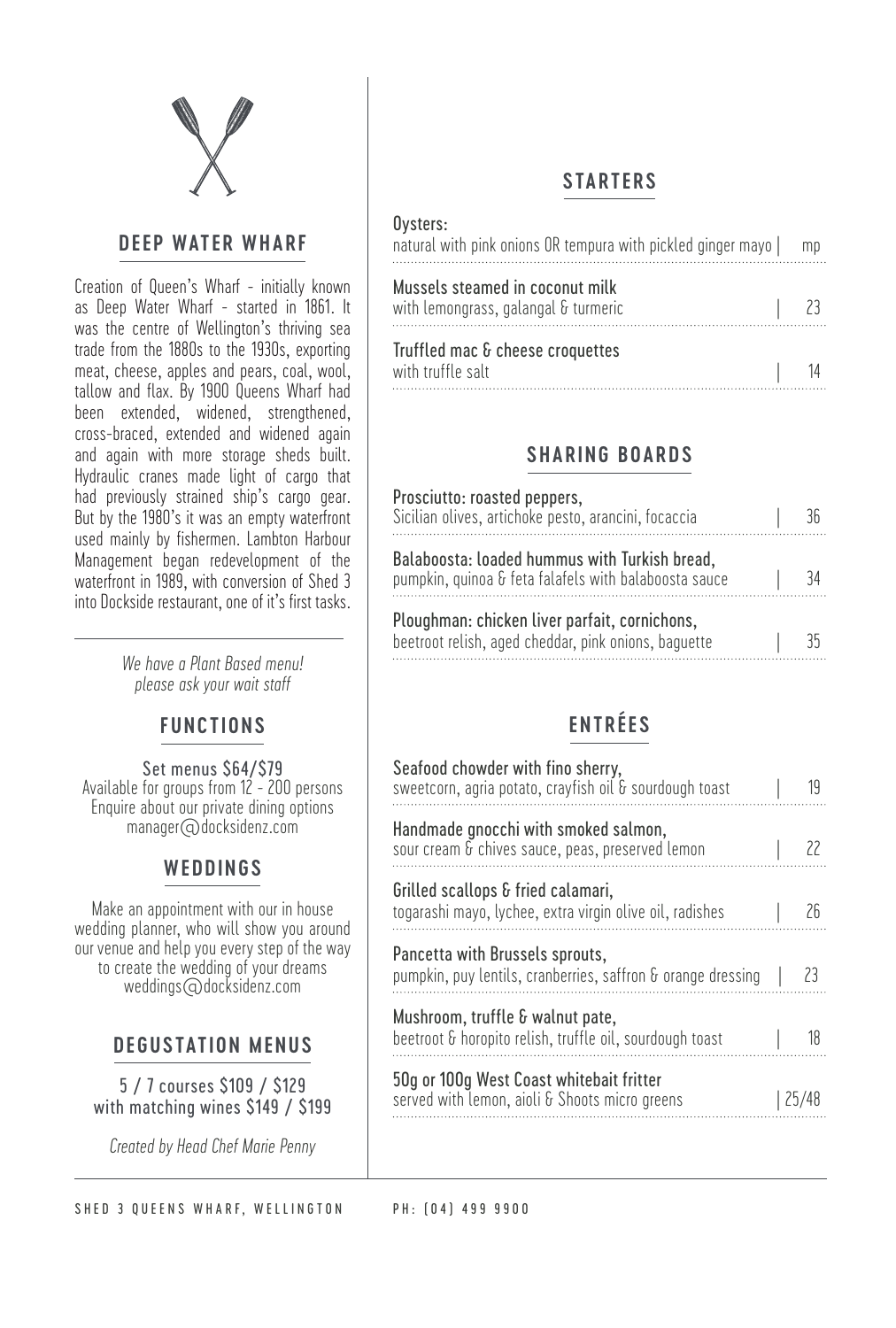## DEEP WATER WHARF

Creation of Queen's Wharf - initially known as Deep Water Wharf - started in 1861. It was the centre of Wellington's thriving sea trade from the 1880s to the 1930s, exporting meat, cheese, apples and pears, coal, wool, tallow and flax. By 1900 Queens Wharf had been extended, widened, strengthened, cross-braced, extended and widened again and again with more storage sheds built. Hydraulic cranes made light of cargo that had previously strained ship's cargo gear. But by the 1980's it was an empty waterfront used mainly by fishermen. Lambton Harbour Management began redevelopment of the waterfront in 1989, with conversion of Shed 3 into Dockside restaurant, one of it's first tasks.

*We have a Plant Based menu!*
*please ask your wait staff*

## FUNCTIONS

Set menus $64/$79
Available for groups from 12 - 200 persons
Enquire about our private dining options
manager@docksidenz.com

## WEDDINGS

Make an appointment with our in house wedding planner, who will show you around our venue and help you every step of the way to create the wedding of your dreams
weddings@docksidenz.com

## DEGUSTATION MENUS

5 / 7 courses $109 / $129
with matching wines $149 / $199

*Created by Head Chef Marie Penny*

## STARTERS

Oysters:
natural with pink onions OR tempura with pickled ginger mayo | mp

Mussels steamed in coconut milk
with lemongrass, galangal & turmeric | 23

Truffled mac & cheese croquettes
with truffle salt | 14

## SHARING BOARDS

Prosciutto: roasted peppers,
Sicilian olives, artichoke pesto, arancini, focaccia | 36

Balaboosta: loaded hummus with Turkish bread,
pumpkin, quinoa & feta falafels with balaboosta sauce | 34

Ploughman: chicken liver parfait, cornichons,
beetroot relish, aged cheddar, pink onions, baguette | 35

## ENTRÉES

Seafood chowder with fino sherry,
sweetcorn, agria potato, crayfish oil & sourdough toast | 19

Handmade gnocchi with smoked salmon,
sour cream & chives sauce, peas, preserved lemon | 22

Grilled scallops & fried calamari,
togarashi mayo, lychee, extra virgin olive oil, radishes | 26

Pancetta with Brussels sprouts,
pumpkin, puy lentils, cranberries, saffron & orange dressing | 23

Mushroom, truffle & walnut pate,
beetroot & horopito relish, truffle oil, sourdough toast | 18

50g or 100g West Coast whitebait fritter
served with lemon, aioli & Shoots micro greens | 25/48

SHED 3 QUEENS WHARF, WELLINGTON PH: (04) 499 9900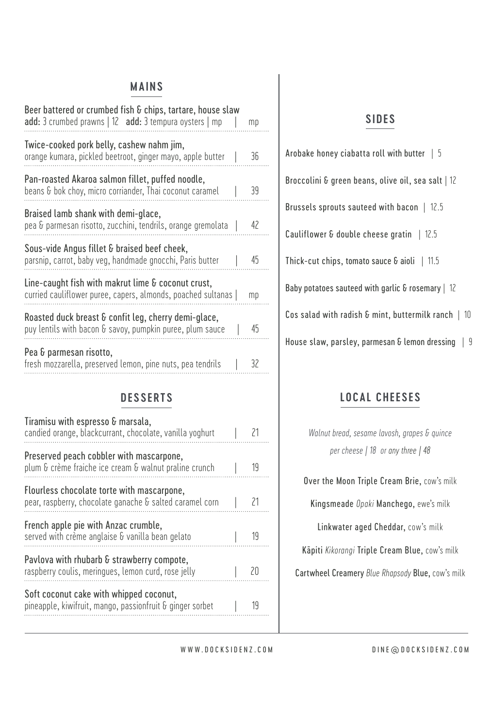## MAINS

Beer battered or crumbed fish & chips, tartare, house slaw
**add:** 3 crumbed prawns | 12 **add:** 3 tempura oysters | mp | mp

Twice-cooked pork belly, cashew nahm jim,
orange kumara, pickled beetroot, ginger mayo, apple butter | 36

Pan-roasted Akaroa salmon fillet, puffed noodle,
beans & bok choy, micro corriander, Thai coconut caramel | 39

Braised lamb shank with demi-glace,
pea & parmesan risotto, zucchini, tendrils, orange gremolata | 42

Sous-vide Angus fillet & braised beef cheek,
parsnip, carrot, baby veg, handmade gnocchi, Paris butter | 45

Line-caught fish with makrut lime & coconut crust,
curried cauliflower puree, capers, almonds, poached sultanas | mp

Roasted duck breast & confit leg, cherry demi-glace,
puy lentils with bacon & savoy, pumpkin puree, plum sauce | 45

Pea & parmesan risotto,
fresh mozzarella, preserved lemon, pine nuts, pea tendrils | 32

## DESSERTS

Tiramisu with espresso & marsala,
candied orange, blackcurrant, chocolate, vanilla yoghurt | 21

Preserved peach cobbler with mascarpone,
plum & crème fraiche ice cream & walnut praline crunch | 19

Flourless chocolate torte with mascarpone,
pear, raspberry, chocolate ganache & salted caramel corn | 21

French apple pie with Anzac crumble,
served with crème anglaise & vanilla bean gelato | 19

Pavlova with rhubarb & strawberry compote,
raspberry coulis, meringues, lemon curd, rose jelly | 20

Soft coconut cake with whipped coconut,
pineapple, kiwifruit, mango, passionfruit & ginger sorbet | 19

## SIDES

Arobake honey ciabatta roll with butter | 5

Broccolini & green beans, olive oil, sea salt | 12

Brussels sprouts sauteed with bacon | 12.5

Cauliflower & double cheese gratin | 12.5

Thick-cut chips, tomato sauce & aioli | 11.5

Baby potatoes sauteed with garlic & rosemary | 12

Cos salad with radish & mint, buttermilk ranch | 10

House slaw, parsley, parmesan & lemon dressing | 9

## LOCAL CHEESES

*Walnut bread, sesame lavosh, grapes & quince*

*per cheese | 18 or any three | 48*

Over the Moon Triple Cream Brie, cow's milk

Kingsmeade *Opaki* Manchego, ewe's milk

Linkwater aged Cheddar, cow's milk

Kāpiti *Kikorangi* Triple Cream Blue, cow's milk

Cartwheel Creamery *Blue Rhapsody* Blue, cow's milk

WWW.DOCKSIDENZ.COM DINE@DOCKSIDENZ.COM